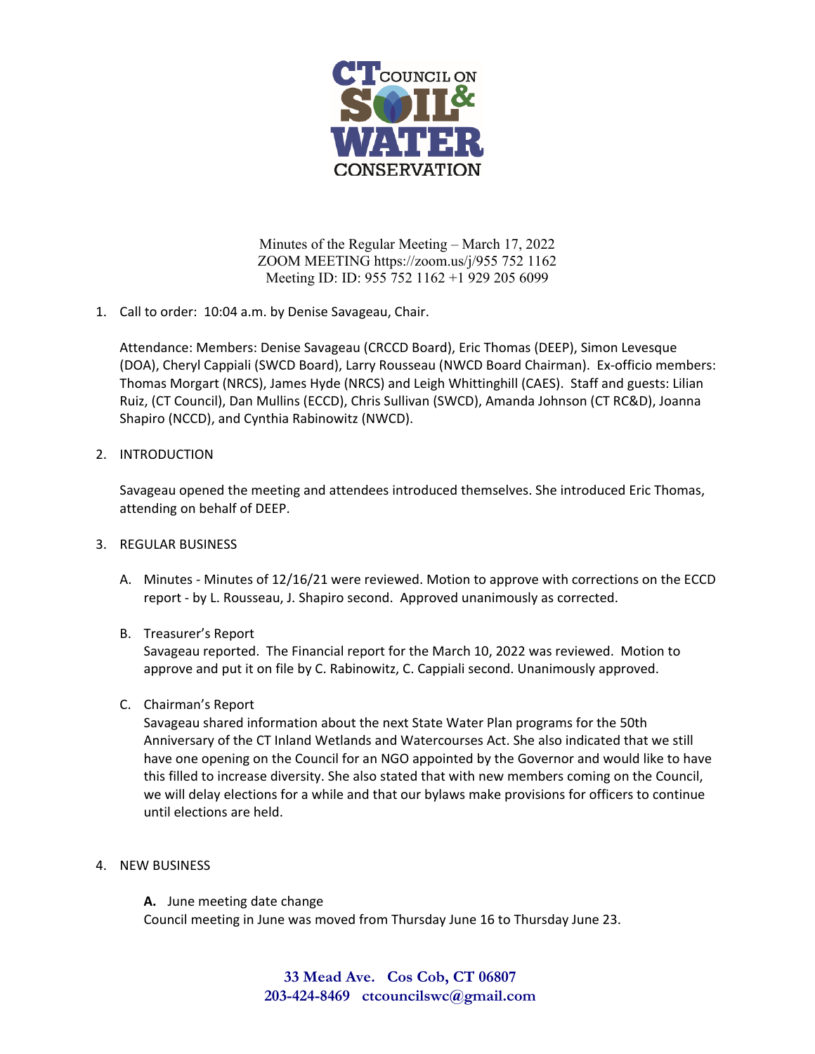# CT COUNCIL ON SOIL & WATER CONSERVATION

Minutes of the Regular Meeting – March 17, 2022
ZOOM MEETING https://zoom.us/j/955 752 1162
Meeting ID: ID: 955 752 1162 +1 929 205 6099

1. Call to order: 10:04 a.m. by Denise Savageau, Chair.

   Attendance: Members: Denise Savageau (CRCCD Board), Eric Thomas (DEEP), Simon Levesque (DOA), Cheryl Cappiali (SWCD Board), Larry Rousseau (NWCD Board Chairman). Ex-officio members: Thomas Morgart (NRCS), James Hyde (NRCS) and Leigh Whittinghill (CAES). Staff and guests: Lilian Ruiz, (CT Council), Dan Mullins (ECCD), Chris Sullivan (SWCD), Amanda Johnson (CT RC&D), Joanna Shapiro (NCCD), and Cynthia Rabinowitz (NWCD).

2. INTRODUCTION

   Savageau opened the meeting and attendees introduced themselves. She introduced Eric Thomas, attending on behalf of DEEP.

3. REGULAR BUSINESS

   A. Minutes - Minutes of 12/16/21 were reviewed. Motion to approve with corrections on the ECCD report - by L. Rousseau, J. Shapiro second. Approved unanimously as corrected.

   B. Treasurer's Report
   Savageau reported. The Financial report for the March 10, 2022 was reviewed. Motion to approve and put it on file by C. Rabinowitz, C. Cappiali second. Unanimously approved.

   C. Chairman's Report
   Savageau shared information about the next State Water Plan programs for the 50th Anniversary of the CT Inland Wetlands and Watercourses Act. She also indicated that we still have one opening on the Council for an NGO appointed by the Governor and would like to have this filled to increase diversity. She also stated that with new members coming on the Council, we will delay elections for a while and that our bylaws make provisions for officers to continue until elections are held.

4. NEW BUSINESS

   **A.** June meeting date change
   Council meeting in June was moved from Thursday June 16 to Thursday June 23.

**33 Mead Ave. Cos Cob, CT 06807**
**203-424-8469 ctcouncilswc@gmail.com**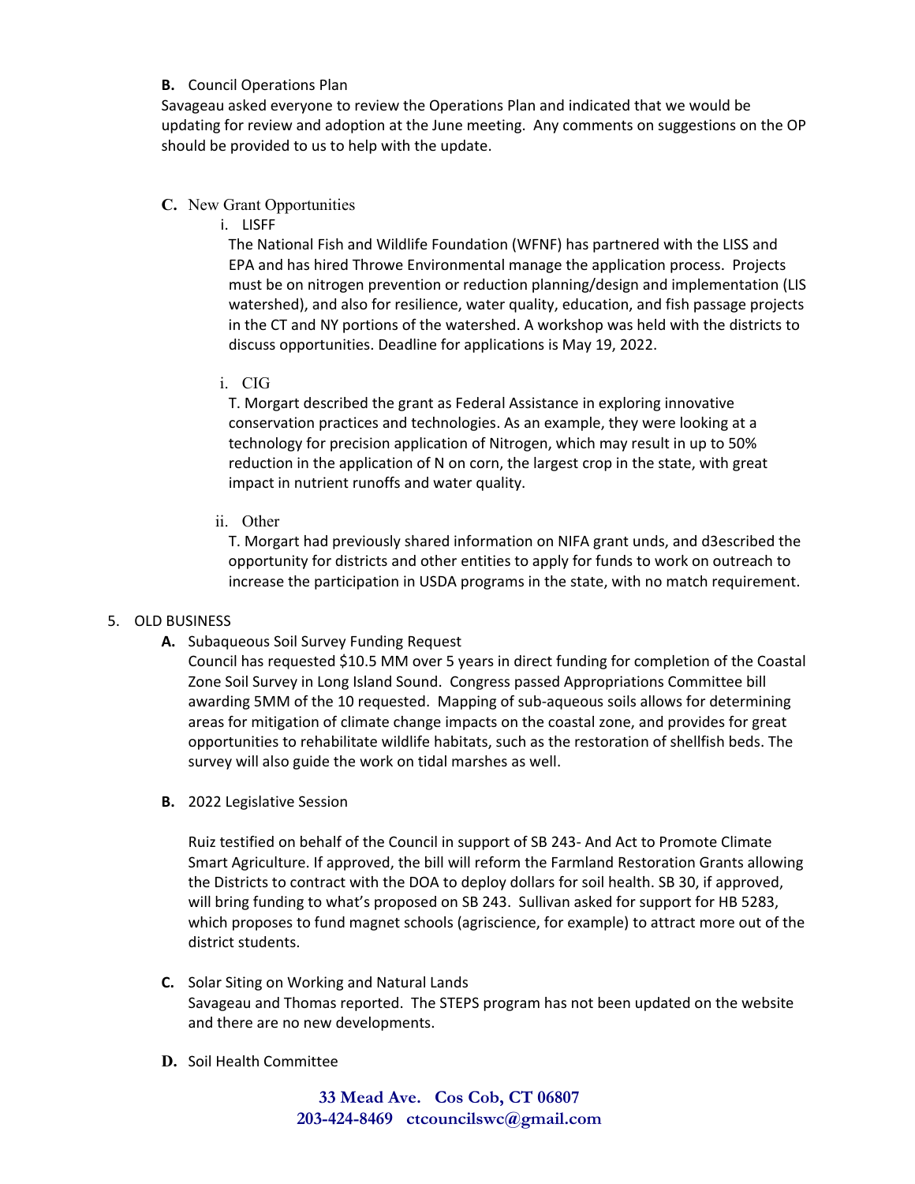**B.** Council Operations Plan

Savageau asked everyone to review the Operations Plan and indicated that we would be updating for review and adoption at the June meeting. Any comments on suggestions on the OP should be provided to us to help with the update.

**C.** New Grant Opportunities

i. LISFF

The National Fish and Wildlife Foundation (WFNF) has partnered with the LISS and EPA and has hired Throwe Environmental manage the application process. Projects must be on nitrogen prevention or reduction planning/design and implementation (LIS watershed), and also for resilience, water quality, education, and fish passage projects in the CT and NY portions of the watershed. A workshop was held with the districts to discuss opportunities. Deadline for applications is May 19, 2022.

i. CIG

T. Morgart described the grant as Federal Assistance in exploring innovative conservation practices and technologies. As an example, they were looking at a technology for precision application of Nitrogen, which may result in up to 50% reduction in the application of N on corn, the largest crop in the state, with great impact in nutrient runoffs and water quality.

ii. Other

T. Morgart had previously shared information on NIFA grant unds, and d3escribed the opportunity for districts and other entities to apply for funds to work on outreach to increase the participation in USDA programs in the state, with no match requirement.

5. OLD BUSINESS

**A.** Subaqueous Soil Survey Funding Request

Council has requested $10.5 MM over 5 years in direct funding for completion of the Coastal Zone Soil Survey in Long Island Sound. Congress passed Appropriations Committee bill awarding 5MM of the 10 requested. Mapping of sub-aqueous soils allows for determining areas for mitigation of climate change impacts on the coastal zone, and provides for great opportunities to rehabilitate wildlife habitats, such as the restoration of shellfish beds. The survey will also guide the work on tidal marshes as well.

**B.** 2022 Legislative Session

Ruiz testified on behalf of the Council in support of SB 243- And Act to Promote Climate Smart Agriculture. If approved, the bill will reform the Farmland Restoration Grants allowing the Districts to contract with the DOA to deploy dollars for soil health. SB 30, if approved, will bring funding to what's proposed on SB 243. Sullivan asked for support for HB 5283, which proposes to fund magnet schools (agriscience, for example) to attract more out of the district students.

**C.** Solar Siting on Working and Natural Lands

Savageau and Thomas reported. The STEPS program has not been updated on the website and there are no new developments.

**D.** Soil Health Committee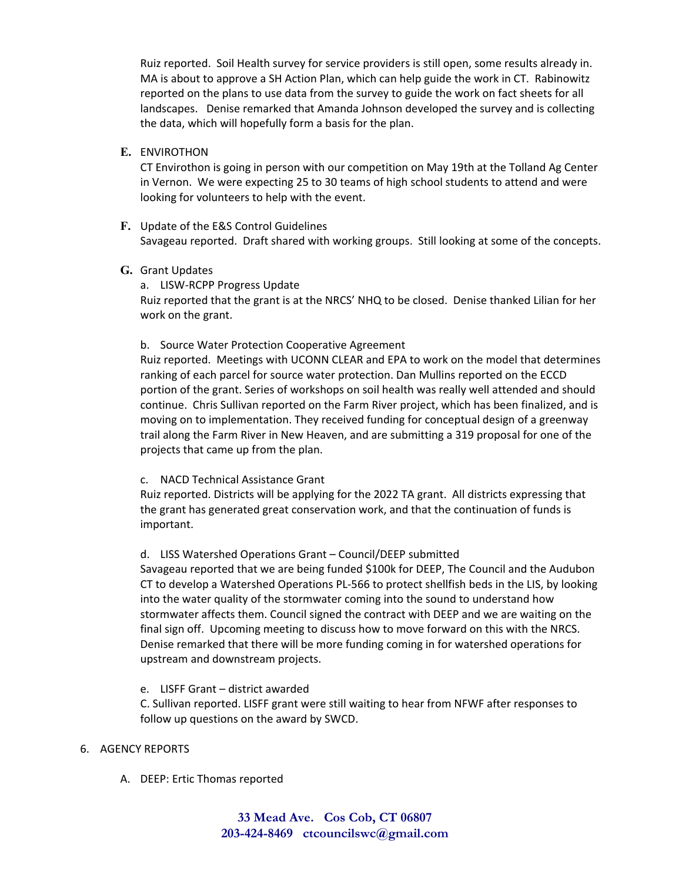Ruiz reported. Soil Health survey for service providers is still open, some results already in. MA is about to approve a SH Action Plan, which can help guide the work in CT. Rabinowitz reported on the plans to use data from the survey to guide the work on fact sheets for all landscapes. Denise remarked that Amanda Johnson developed the survey and is collecting the data, which will hopefully form a basis for the plan.

**E.** ENVIROTHON

CT Envirothon is going in person with our competition on May 19th at the Tolland Ag Center in Vernon. We were expecting 25 to 30 teams of high school students to attend and were looking for volunteers to help with the event.

**F.** Update of the E&S Control Guidelines

Savageau reported. Draft shared with working groups. Still looking at some of the concepts.

**G.** Grant Updates

a. LISW-RCPP Progress Update

Ruiz reported that the grant is at the NRCS' NHQ to be closed. Denise thanked Lilian for her work on the grant.

b. Source Water Protection Cooperative Agreement

Ruiz reported. Meetings with UCONN CLEAR and EPA to work on the model that determines ranking of each parcel for source water protection. Dan Mullins reported on the ECCD portion of the grant. Series of workshops on soil health was really well attended and should continue. Chris Sullivan reported on the Farm River project, which has been finalized, and is moving on to implementation. They received funding for conceptual design of a greenway trail along the Farm River in New Heaven, and are submitting a 319 proposal for one of the projects that came up from the plan.

c. NACD Technical Assistance Grant

Ruiz reported. Districts will be applying for the 2022 TA grant. All districts expressing that the grant has generated great conservation work, and that the continuation of funds is important.

d. LISS Watershed Operations Grant – Council/DEEP submitted

Savageau reported that we are being funded $100k for DEEP, The Council and the Audubon CT to develop a Watershed Operations PL-566 to protect shellfish beds in the LIS, by looking into the water quality of the stormwater coming into the sound to understand how stormwater affects them. Council signed the contract with DEEP and we are waiting on the final sign off. Upcoming meeting to discuss how to move forward on this with the NRCS. Denise remarked that there will be more funding coming in for watershed operations for upstream and downstream projects.

e. LISFF Grant – district awarded

C. Sullivan reported. LISFF grant were still waiting to hear from NFWF after responses to follow up questions on the award by SWCD.

6. AGENCY REPORTS

   A. DEEP: Ertic Thomas reported

**33 Mead Ave. Cos Cob, CT 06807**
**203-424-8469 ctcouncilswc@gmail.com**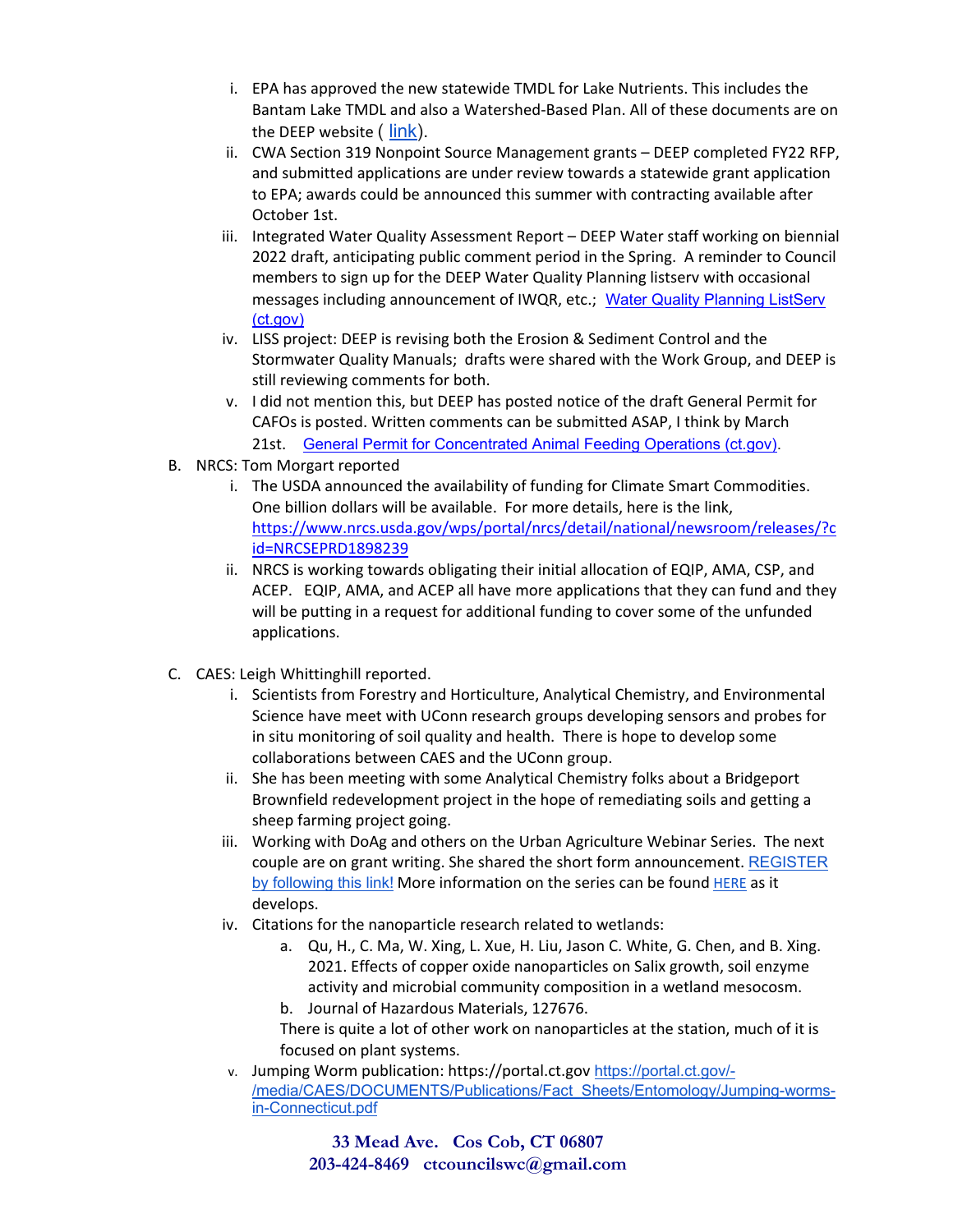i. EPA has approved the new statewide TMDL for Lake Nutrients. This includes the Bantam Lake TMDL and also a Watershed-Based Plan. All of these documents are on the DEEP website ( link).

ii. CWA Section 319 Nonpoint Source Management grants – DEEP completed FY22 RFP, and submitted applications are under review towards a statewide grant application to EPA; awards could be announced this summer with contracting available after October 1st.

iii. Integrated Water Quality Assessment Report – DEEP Water staff working on biennial 2022 draft, anticipating public comment period in the Spring. A reminder to Council members to sign up for the DEEP Water Quality Planning listserv with occasional messages including announcement of IWQR, etc.; Water Quality Planning ListServ (ct.gov)

iv. LISS project: DEEP is revising both the Erosion & Sediment Control and the Stormwater Quality Manuals; drafts were shared with the Work Group, and DEEP is still reviewing comments for both.

v. I did not mention this, but DEEP has posted notice of the draft General Permit for CAFOs is posted. Written comments can be submitted ASAP, I think by March 21st. General Permit for Concentrated Animal Feeding Operations (ct.gov).

B. NRCS: Tom Morgart reported

i. The USDA announced the availability of funding for Climate Smart Commodities. One billion dollars will be available. For more details, here is the link, https://www.nrcs.usda.gov/wps/portal/nrcs/detail/national/newsroom/releases/?cid=NRCSEPRD1898239

ii. NRCS is working towards obligating their initial allocation of EQIP, AMA, CSP, and ACEP. EQIP, AMA, and ACEP all have more applications that they can fund and they will be putting in a request for additional funding to cover some of the unfunded applications.

C. CAES: Leigh Whittinghill reported.

i. Scientists from Forestry and Horticulture, Analytical Chemistry, and Environmental Science have meet with UConn research groups developing sensors and probes for in situ monitoring of soil quality and health. There is hope to develop some collaborations between CAES and the UConn group.

ii. She has been meeting with some Analytical Chemistry folks about a Bridgeport Brownfield redevelopment project in the hope of remediating soils and getting a sheep farming project going.

iii. Working with DoAg and others on the Urban Agriculture Webinar Series. The next couple are on grant writing. She shared the short form announcement. REGISTER by following this link! More information on the series can be found HERE as it develops.

iv. Citations for the nanoparticle research related to wetlands:

a. Qu, H., C. Ma, W. Xing, L. Xue, H. Liu, Jason C. White, G. Chen, and B. Xing. 2021. Effects of copper oxide nanoparticles on Salix growth, soil enzyme activity and microbial community composition in a wetland mesocosm.

b. Journal of Hazardous Materials, 127676.

There is quite a lot of other work on nanoparticles at the station, much of it is focused on plant systems.

v. Jumping Worm publication: https://portal.ct.gov https://portal.ct.gov/-/media/CAES/DOCUMENTS/Publications/Fact_Sheets/Entomology/Jumping-worms-in-Connecticut.pdf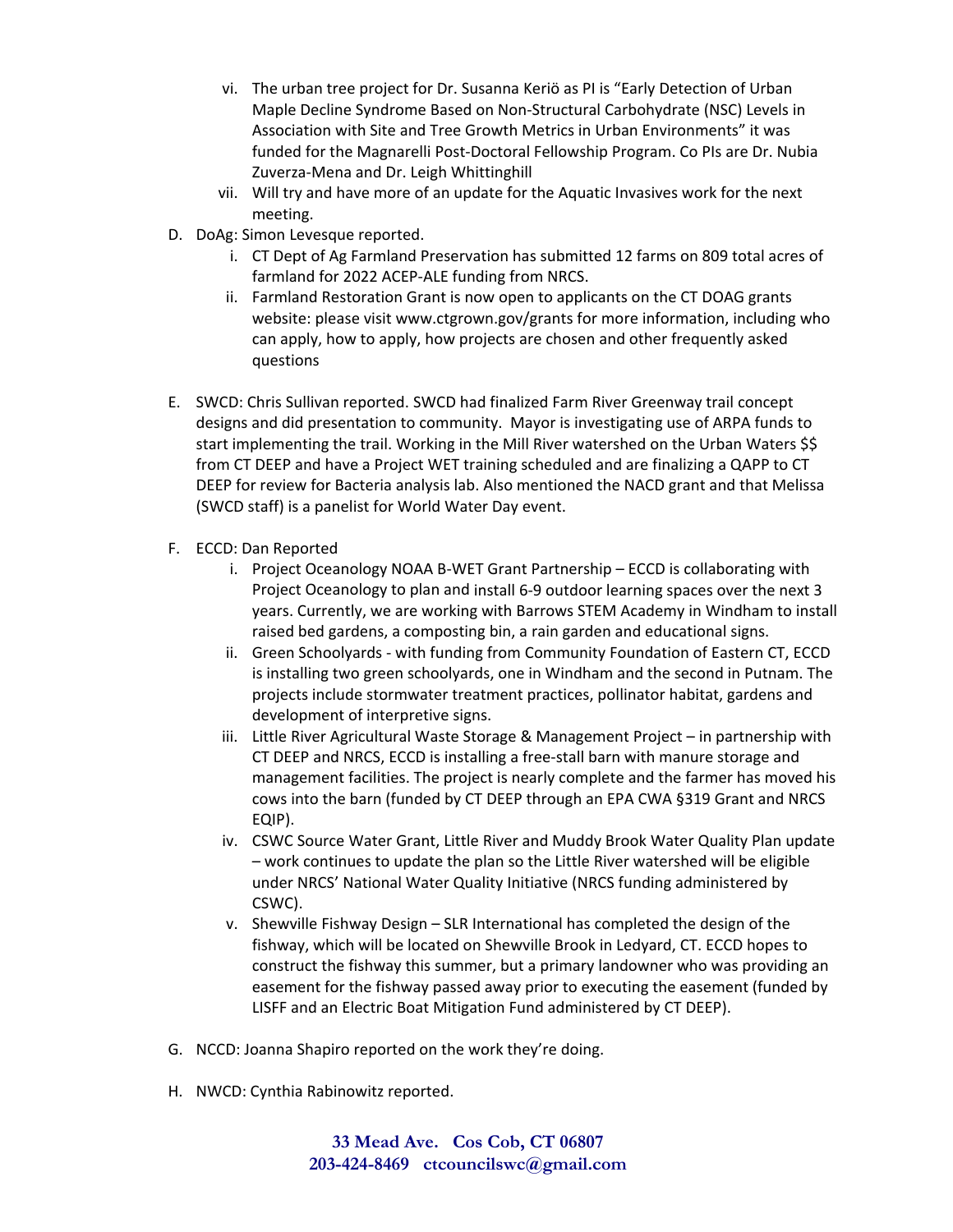vi. The urban tree project for Dr. Susanna Keriö as PI is "Early Detection of Urban Maple Decline Syndrome Based on Non-Structural Carbohydrate (NSC) Levels in Association with Site and Tree Growth Metrics in Urban Environments" it was funded for the Magnarelli Post-Doctoral Fellowship Program. Co PIs are Dr. Nubia Zuverza-Mena and Dr. Leigh Whittinghill

vii. Will try and have more of an update for the Aquatic Invasives work for the next meeting.

D. DoAg: Simon Levesque reported.

   i. CT Dept of Ag Farmland Preservation has submitted 12 farms on 809 total acres of farmland for 2022 ACEP-ALE funding from NRCS.

   ii. Farmland Restoration Grant is now open to applicants on the CT DOAG grants website: please visit www.ctgrown.gov/grants for more information, including who can apply, how to apply, how projects are chosen and other frequently asked questions

E. SWCD: Chris Sullivan reported. SWCD had finalized Farm River Greenway trail concept designs and did presentation to community. Mayor is investigating use of ARPA funds to start implementing the trail. Working in the Mill River watershed on the Urban Waters $$ from CT DEEP and have a Project WET training scheduled and are finalizing a QAPP to CT DEEP for review for Bacteria analysis lab. Also mentioned the NACD grant and that Melissa (SWCD staff) is a panelist for World Water Day event.

F. ECCD: Dan Reported

   i. Project Oceanology NOAA B-WET Grant Partnership – ECCD is collaborating with Project Oceanology to plan and install 6-9 outdoor learning spaces over the next 3 years. Currently, we are working with Barrows STEM Academy in Windham to install raised bed gardens, a composting bin, a rain garden and educational signs.

   ii. Green Schoolyards - with funding from Community Foundation of Eastern CT, ECCD is installing two green schoolyards, one in Windham and the second in Putnam. The projects include stormwater treatment practices, pollinator habitat, gardens and development of interpretive signs.

   iii. Little River Agricultural Waste Storage & Management Project – in partnership with CT DEEP and NRCS, ECCD is installing a free-stall barn with manure storage and management facilities. The project is nearly complete and the farmer has moved his cows into the barn (funded by CT DEEP through an EPA CWA §319 Grant and NRCS EQIP).

   iv. CSWC Source Water Grant, Little River and Muddy Brook Water Quality Plan update – work continues to update the plan so the Little River watershed will be eligible under NRCS' National Water Quality Initiative (NRCS funding administered by CSWC).

   v. Shewville Fishway Design – SLR International has completed the design of the fishway, which will be located on Shewville Brook in Ledyard, CT. ECCD hopes to construct the fishway this summer, but a primary landowner who was providing an easement for the fishway passed away prior to executing the easement (funded by LISFF and an Electric Boat Mitigation Fund administered by CT DEEP).

G. NCCD: Joanna Shapiro reported on the work they're doing.

H. NWCD: Cynthia Rabinowitz reported.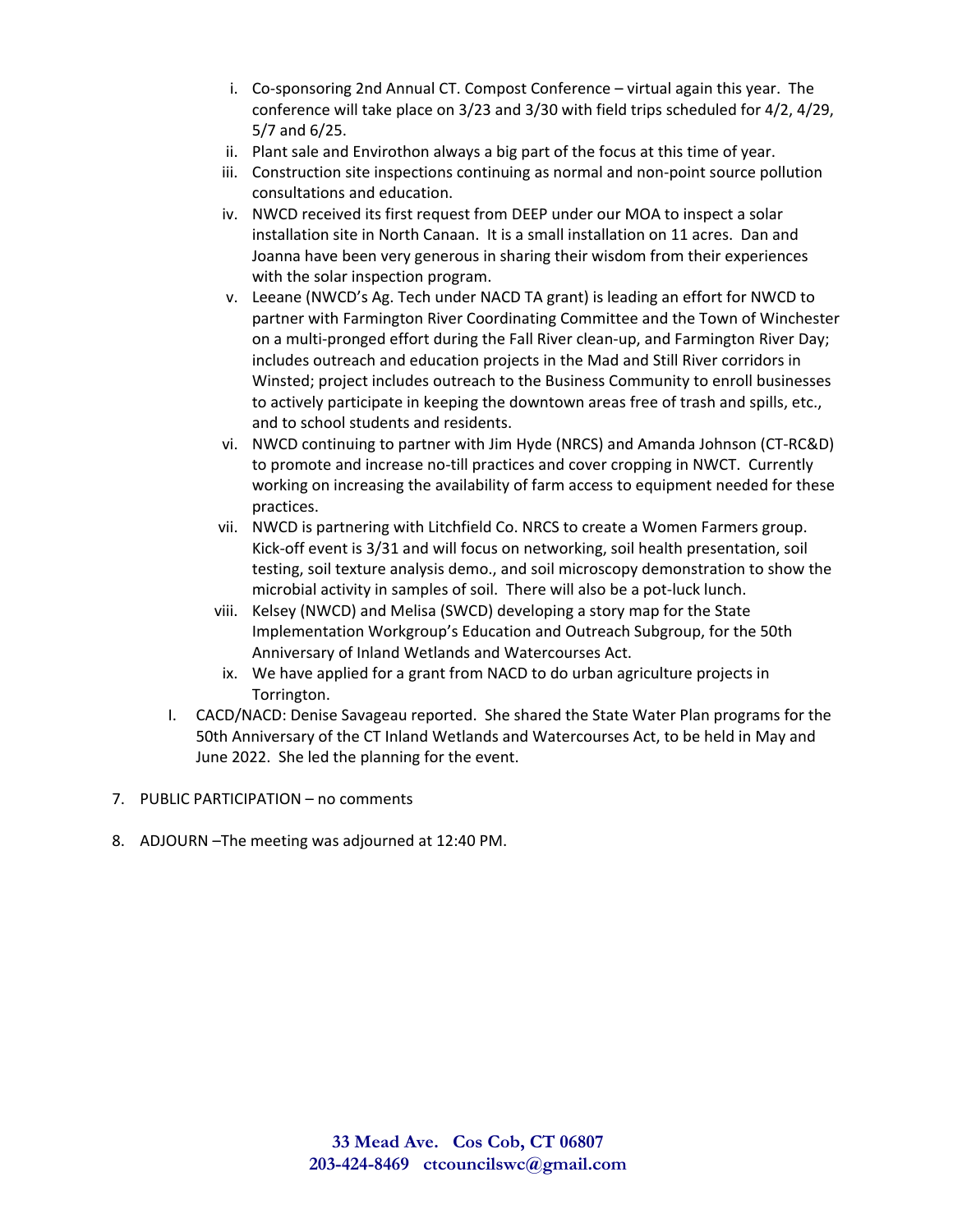i. Co-sponsoring 2nd Annual CT. Compost Conference – virtual again this year. The conference will take place on 3/23 and 3/30 with field trips scheduled for 4/2, 4/29, 5/7 and 6/25.
ii. Plant sale and Envirothon always a big part of the focus at this time of year.
iii. Construction site inspections continuing as normal and non-point source pollution consultations and education.
iv. NWCD received its first request from DEEP under our MOA to inspect a solar installation site in North Canaan. It is a small installation on 11 acres. Dan and Joanna have been very generous in sharing their wisdom from their experiences with the solar inspection program.
v. Leeane (NWCD's Ag. Tech under NACD TA grant) is leading an effort for NWCD to partner with Farmington River Coordinating Committee and the Town of Winchester on a multi-pronged effort during the Fall River clean-up, and Farmington River Day; includes outreach and education projects in the Mad and Still River corridors in Winsted; project includes outreach to the Business Community to enroll businesses to actively participate in keeping the downtown areas free of trash and spills, etc., and to school students and residents.
vi. NWCD continuing to partner with Jim Hyde (NRCS) and Amanda Johnson (CT-RC&D) to promote and increase no-till practices and cover cropping in NWCT. Currently working on increasing the availability of farm access to equipment needed for these practices.
vii. NWCD is partnering with Litchfield Co. NRCS to create a Women Farmers group. Kick-off event is 3/31 and will focus on networking, soil health presentation, soil testing, soil texture analysis demo., and soil microscopy demonstration to show the microbial activity in samples of soil. There will also be a pot-luck lunch.
viii. Kelsey (NWCD) and Melisa (SWCD) developing a story map for the State Implementation Workgroup's Education and Outreach Subgroup, for the 50th Anniversary of Inland Wetlands and Watercourses Act.
ix. We have applied for a grant from NACD to do urban agriculture projects in Torrington.

I. CACD/NACD: Denise Savageau reported. She shared the State Water Plan programs for the 50th Anniversary of the CT Inland Wetlands and Watercourses Act, to be held in May and June 2022. She led the planning for the event.

7. PUBLIC PARTICIPATION – no comments

8. ADJOURN –The meeting was adjourned at 12:40 PM.

**33 Mead Ave. Cos Cob, CT 06807**
**203-424-8469 ctcouncilswc@gmail.com**